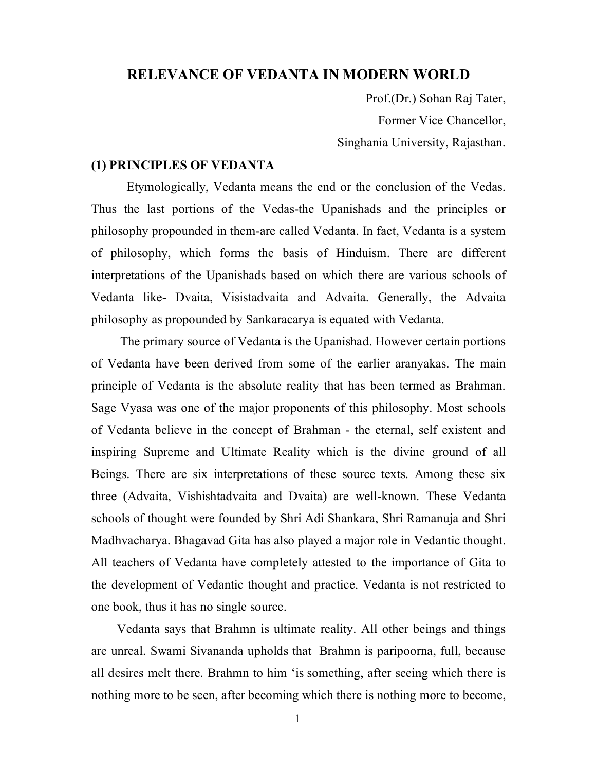# RELEVANCE OF VEDANTA IN MODERN WORLD

Prof.(Dr.) Sohan Raj Tater,
Former Vice Chancellor,
Singhania University, Rajasthan.

## (1) PRINCIPLES OF VEDANTA

Etymologically, Vedanta means the end or the conclusion of the Vedas. Thus the last portions of the Vedas-the Upanishads and the principles or philosophy propounded in them-are called Vedanta. In fact, Vedanta is a system of philosophy, which forms the basis of Hinduism. There are different interpretations of the Upanishads based on which there are various schools of Vedanta like- Dvaita, Visistadvaita and Advaita. Generally, the Advaita philosophy as propounded by Sankaracarya is equated with Vedanta.

The primary source of Vedanta is the Upanishad. However certain portions of Vedanta have been derived from some of the earlier aranyakas. The main principle of Vedanta is the absolute reality that has been termed as Brahman. Sage Vyasa was one of the major proponents of this philosophy. Most schools of Vedanta believe in the concept of Brahman - the eternal, self existent and inspiring Supreme and Ultimate Reality which is the divine ground of all Beings. There are six interpretations of these source texts. Among these six three (Advaita, Vishishtadvaita and Dvaita) are well-known. These Vedanta schools of thought were founded by Shri Adi Shankara, Shri Ramanuja and Shri Madhvacharya. Bhagavad Gita has also played a major role in Vedantic thought. All teachers of Vedanta have completely attested to the importance of Gita to the development of Vedantic thought and practice. Vedanta is not restricted to one book, thus it has no single source.

Vedanta says that Brahmn is ultimate reality. All other beings and things are unreal. Swami Sivananda upholds that Brahmn is paripoorna, full, because all desires melt there. Brahmn to him 'is something, after seeing which there is nothing more to be seen, after becoming which there is nothing more to become,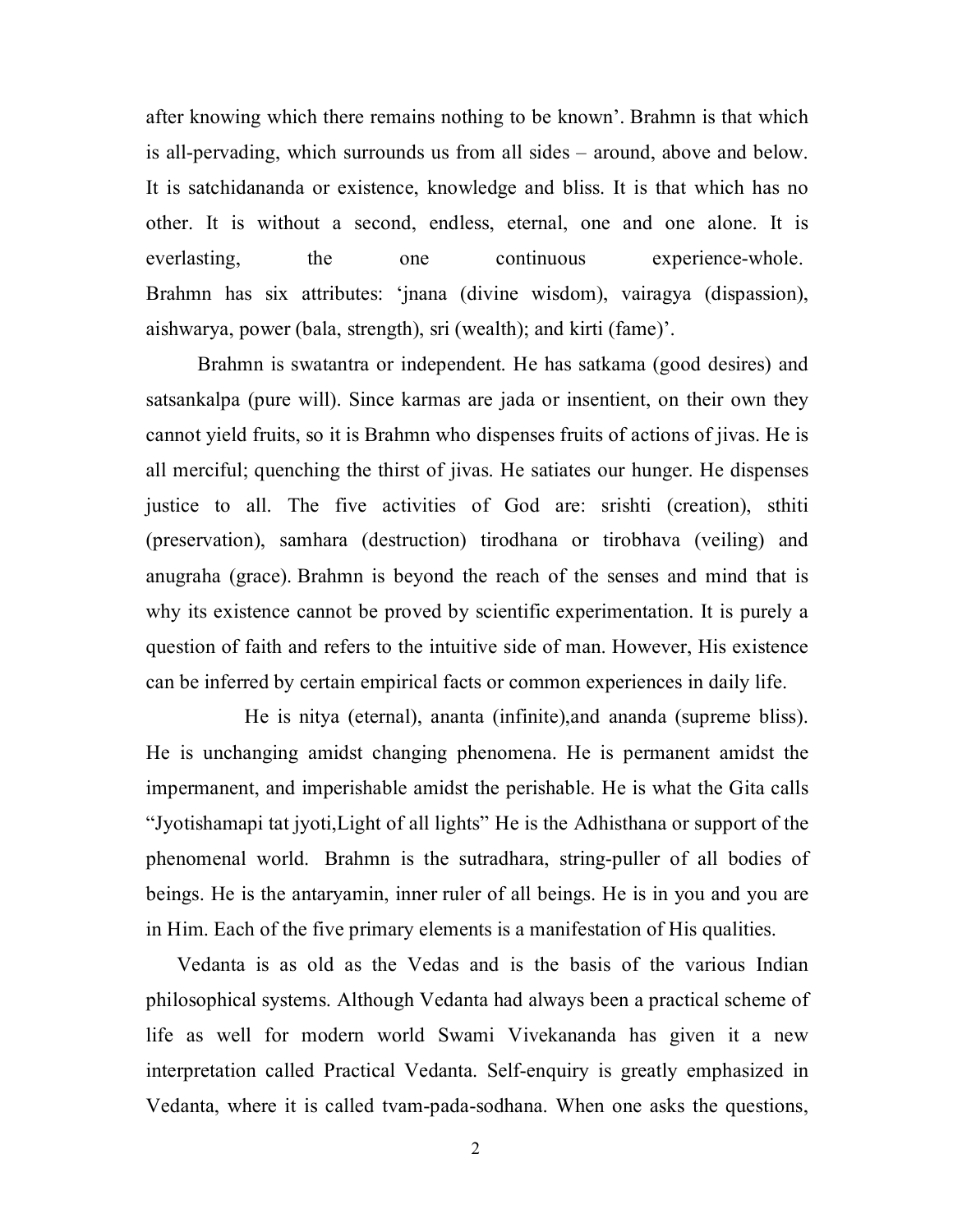after knowing which there remains nothing to be known'. Brahmn is that which is all-pervading, which surrounds us from all sides – around, above and below. It is satchidananda or existence, knowledge and bliss. It is that which has no other. It is without a second, endless, eternal, one and one alone. It is everlasting, the one continuous experience-whole. Brahmn has six attributes: 'jnana (divine wisdom), vairagya (dispassion), aishwarya, power (bala, strength), sri (wealth); and kirti (fame)'.

Brahmn is swatantra or independent. He has satkama (good desires) and satsankalpa (pure will). Since karmas are jada or insentient, on their own they cannot yield fruits, so it is Brahmn who dispenses fruits of actions of jivas. He is all merciful; quenching the thirst of jivas. He satiates our hunger. He dispenses justice to all. The five activities of God are: srishti (creation), sthiti (preservation), samhara (destruction) tirodhana or tirobhava (veiling) and anugraha (grace). Brahmn is beyond the reach of the senses and mind that is why its existence cannot be proved by scientific experimentation. It is purely a question of faith and refers to the intuitive side of man. However, His existence can be inferred by certain empirical facts or common experiences in daily life.

He is nitya (eternal), ananta (infinite),and ananda (supreme bliss). He is unchanging amidst changing phenomena. He is permanent amidst the impermanent, and imperishable amidst the perishable. He is what the Gita calls "Jyotishamapi tat jyoti,Light of all lights" He is the Adhisthana or support of the phenomenal world. Brahmn is the sutradhara, string-puller of all bodies of beings. He is the antaryamin, inner ruler of all beings. He is in you and you are in Him. Each of the five primary elements is a manifestation of His qualities.

Vedanta is as old as the Vedas and is the basis of the various Indian philosophical systems. Although Vedanta had always been a practical scheme of life as well for modern world Swami Vivekananda has given it a new interpretation called Practical Vedanta. Self-enquiry is greatly emphasized in Vedanta, where it is called tvam-pada-sodhana. When one asks the questions,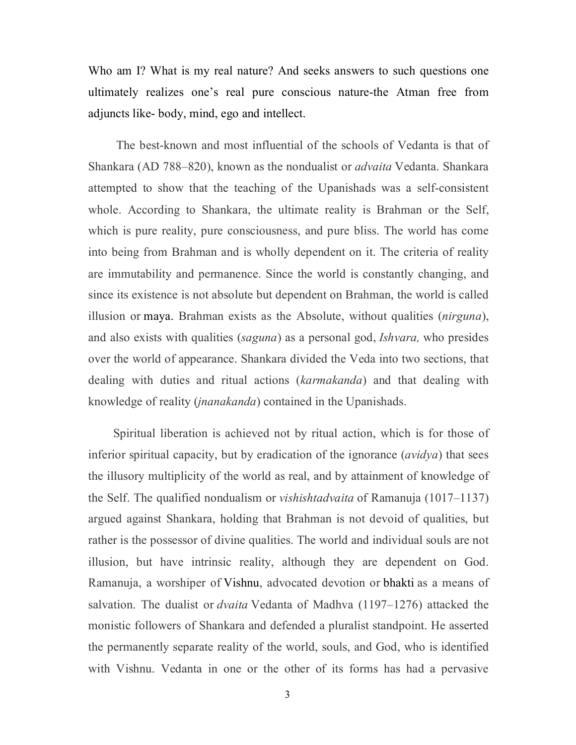Who am I? What is my real nature? And seeks answers to such questions one ultimately realizes one's real pure conscious nature-the Atman free from adjuncts like- body, mind, ego and intellect.

The best-known and most influential of the schools of Vedanta is that of Shankara (AD 788–820), known as the nondualist or *advaita* Vedanta. Shankara attempted to show that the teaching of the Upanishads was a self-consistent whole. According to Shankara, the ultimate reality is Brahman or the Self, which is pure reality, pure consciousness, and pure bliss. The world has come into being from Brahman and is wholly dependent on it. The criteria of reality are immutability and permanence. Since the world is constantly changing, and since its existence is not absolute but dependent on Brahman, the world is called illusion or maya. Brahman exists as the Absolute, without qualities (*nirguna*), and also exists with qualities (*saguna*) as a personal god, *Ishvara,* who presides over the world of appearance. Shankara divided the Veda into two sections, that dealing with duties and ritual actions (*karmakanda*) and that dealing with knowledge of reality (*jnanakanda*) contained in the Upanishads.

Spiritual liberation is achieved not by ritual action, which is for those of inferior spiritual capacity, but by eradication of the ignorance (*avidya*) that sees the illusory multiplicity of the world as real, and by attainment of knowledge of the Self. The qualified nondualism or *vishishtadvaita* of Ramanuja (1017–1137) argued against Shankara, holding that Brahman is not devoid of qualities, but rather is the possessor of divine qualities. The world and individual souls are not illusion, but have intrinsic reality, although they are dependent on God. Ramanuja, a worshiper of Vishnu, advocated devotion or bhakti as a means of salvation. The dualist or *dvaita* Vedanta of Madhva (1197–1276) attacked the monistic followers of Shankara and defended a pluralist standpoint. He asserted the permanently separate reality of the world, souls, and God, who is identified with Vishnu. Vedanta in one or the other of its forms has had a pervasive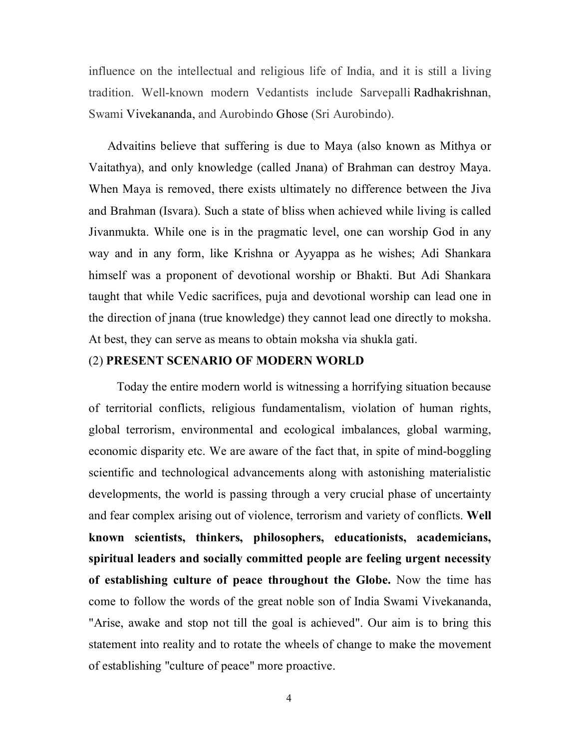influence on the intellectual and religious life of India, and it is still a living tradition. Well-known modern Vedantists include Sarvepalli Radhakrishnan, Swami Vivekananda, and Aurobindo Ghose (Sri Aurobindo).

Advaitins believe that suffering is due to Maya (also known as Mithya or Vaitathya), and only knowledge (called Jnana) of Brahman can destroy Maya. When Maya is removed, there exists ultimately no difference between the Jiva and Brahman (Isvara). Such a state of bliss when achieved while living is called Jivanmukta. While one is in the pragmatic level, one can worship God in any way and in any form, like Krishna or Ayyappa as he wishes; Adi Shankara himself was a proponent of devotional worship or Bhakti. But Adi Shankara taught that while Vedic sacrifices, puja and devotional worship can lead one in the direction of jnana (true knowledge) they cannot lead one directly to moksha. At best, they can serve as means to obtain moksha via shukla gati.

## (2) **PRESENT SCENARIO OF MODERN WORLD**

Today the entire modern world is witnessing a horrifying situation because of territorial conflicts, religious fundamentalism, violation of human rights, global terrorism, environmental and ecological imbalances, global warming, economic disparity etc. We are aware of the fact that, in spite of mind-boggling scientific and technological advancements along with astonishing materialistic developments, the world is passing through a very crucial phase of uncertainty and fear complex arising out of violence, terrorism and variety of conflicts. **Well known scientists, thinkers, philosophers, educationists, academicians, spiritual leaders and socially committed people are feeling urgent necessity of establishing culture of peace throughout the Globe.** Now the time has come to follow the words of the great noble son of India Swami Vivekananda, "Arise, awake and stop not till the goal is achieved". Our aim is to bring this statement into reality and to rotate the wheels of change to make the movement of establishing "culture of peace" more proactive.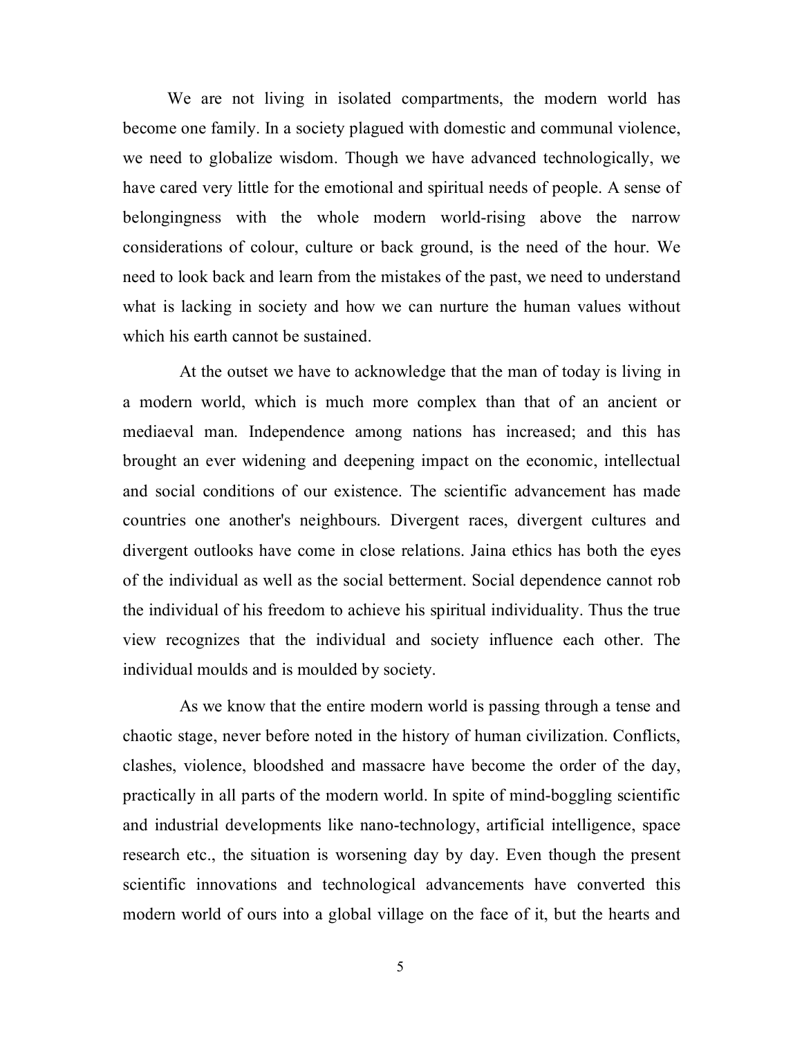We are not living in isolated compartments, the modern world has become one family. In a society plagued with domestic and communal violence, we need to globalize wisdom. Though we have advanced technologically, we have cared very little for the emotional and spiritual needs of people. A sense of belongingness with the whole modern world-rising above the narrow considerations of colour, culture or back ground, is the need of the hour. We need to look back and learn from the mistakes of the past, we need to understand what is lacking in society and how we can nurture the human values without which his earth cannot be sustained.

At the outset we have to acknowledge that the man of today is living in a modern world, which is much more complex than that of an ancient or mediaeval man. Independence among nations has increased; and this has brought an ever widening and deepening impact on the economic, intellectual and social conditions of our existence. The scientific advancement has made countries one another's neighbours. Divergent races, divergent cultures and divergent outlooks have come in close relations. Jaina ethics has both the eyes of the individual as well as the social betterment. Social dependence cannot rob the individual of his freedom to achieve his spiritual individuality. Thus the true view recognizes that the individual and society influence each other. The individual moulds and is moulded by society.

As we know that the entire modern world is passing through a tense and chaotic stage, never before noted in the history of human civilization. Conflicts, clashes, violence, bloodshed and massacre have become the order of the day, practically in all parts of the modern world. In spite of mind-boggling scientific and industrial developments like nano-technology, artificial intelligence, space research etc., the situation is worsening day by day. Even though the present scientific innovations and technological advancements have converted this modern world of ours into a global village on the face of it, but the hearts and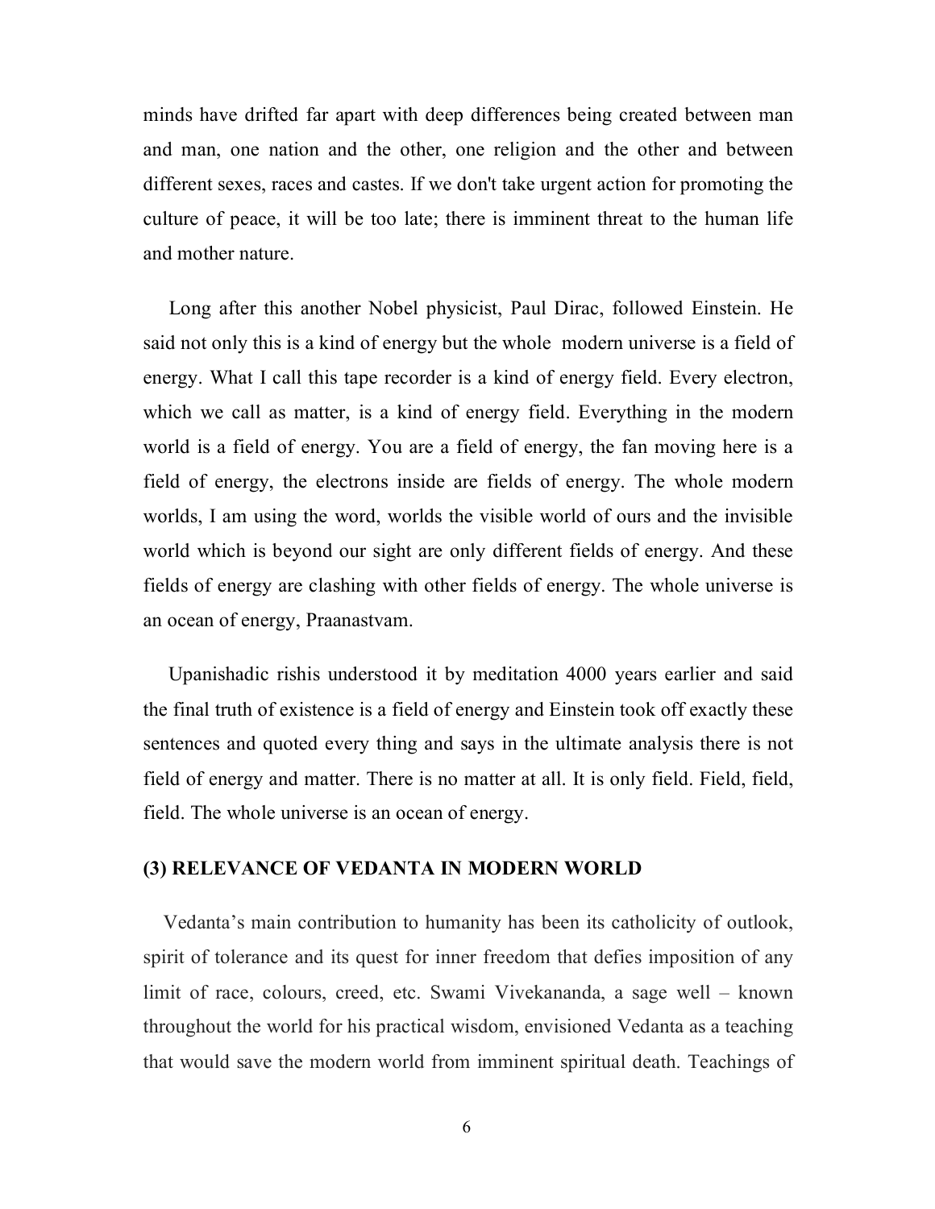minds have drifted far apart with deep differences being created between man and man, one nation and the other, one religion and the other and between different sexes, races and castes. If we don't take urgent action for promoting the culture of peace, it will be too late; there is imminent threat to the human life and mother nature.

Long after this another Nobel physicist, Paul Dirac, followed Einstein. He said not only this is a kind of energy but the whole modern universe is a field of energy. What I call this tape recorder is a kind of energy field. Every electron, which we call as matter, is a kind of energy field. Everything in the modern world is a field of energy. You are a field of energy, the fan moving here is a field of energy, the electrons inside are fields of energy. The whole modern worlds, I am using the word, worlds the visible world of ours and the invisible world which is beyond our sight are only different fields of energy. And these fields of energy are clashing with other fields of energy. The whole universe is an ocean of energy, Praanastvam.

Upanishadic rishis understood it by meditation 4000 years earlier and said the final truth of existence is a field of energy and Einstein took off exactly these sentences and quoted every thing and says in the ultimate analysis there is not field of energy and matter. There is no matter at all. It is only field. Field, field, field. The whole universe is an ocean of energy.

### (3) RELEVANCE OF VEDANTA IN MODERN WORLD

Vedanta's main contribution to humanity has been its catholicity of outlook, spirit of tolerance and its quest for inner freedom that defies imposition of any limit of race, colours, creed, etc. Swami Vivekananda, a sage well – known throughout the world for his practical wisdom, envisioned Vedanta as a teaching that would save the modern world from imminent spiritual death. Teachings of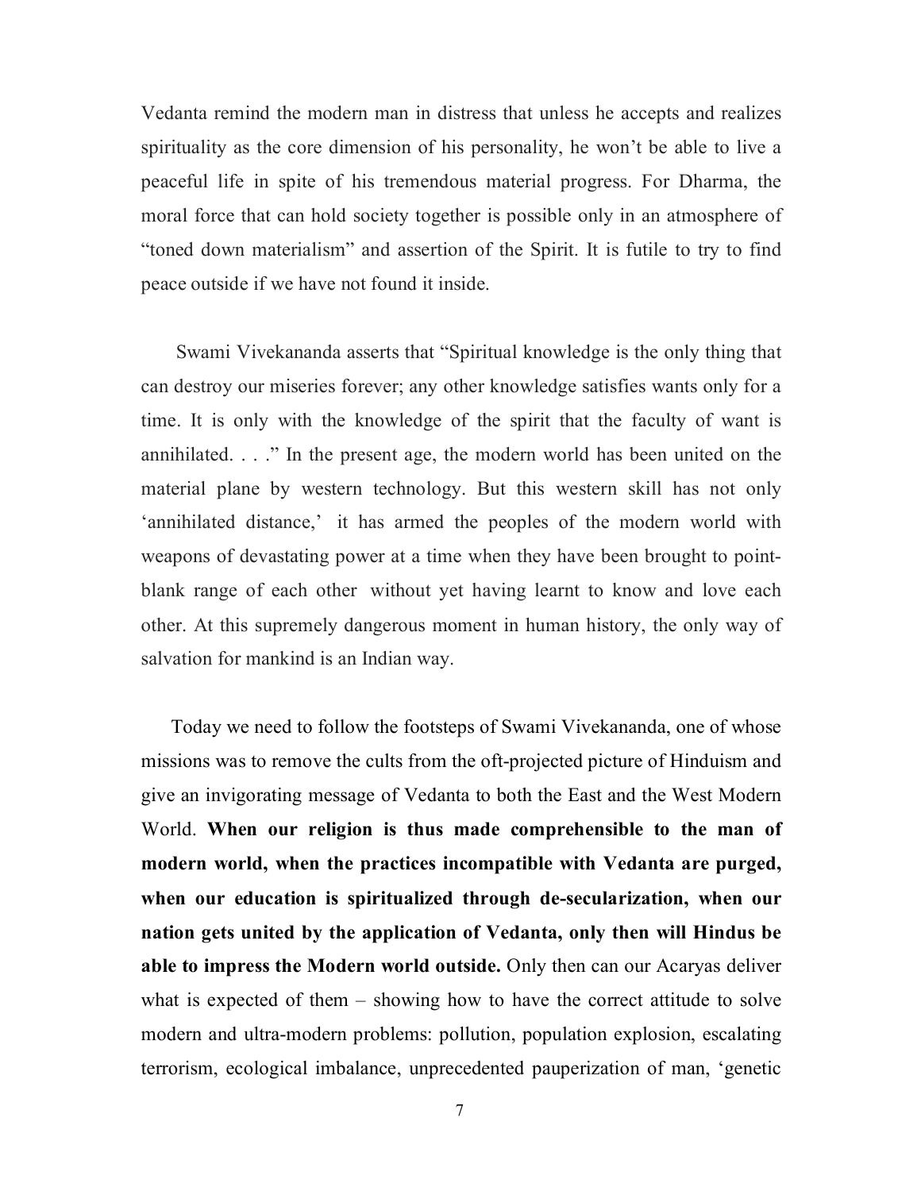Vedanta remind the modern man in distress that unless he accepts and realizes spirituality as the core dimension of his personality, he won't be able to live a peaceful life in spite of his tremendous material progress. For Dharma, the moral force that can hold society together is possible only in an atmosphere of "toned down materialism" and assertion of the Spirit. It is futile to try to find peace outside if we have not found it inside.

Swami Vivekananda asserts that "Spiritual knowledge is the only thing that can destroy our miseries forever; any other knowledge satisfies wants only for a time. It is only with the knowledge of the spirit that the faculty of want is annihilated. . . ." In the present age, the modern world has been united on the material plane by western technology. But this western skill has not only 'annihilated distance,' it has armed the peoples of the modern world with weapons of devastating power at a time when they have been brought to point-blank range of each other without yet having learnt to know and love each other. At this supremely dangerous moment in human history, the only way of salvation for mankind is an Indian way.

Today we need to follow the footsteps of Swami Vivekananda, one of whose missions was to remove the cults from the oft-projected picture of Hinduism and give an invigorating message of Vedanta to both the East and the West Modern World. **When our religion is thus made comprehensible to the man of modern world, when the practices incompatible with Vedanta are purged, when our education is spiritualized through de-secularization, when our nation gets united by the application of Vedanta, only then will Hindus be able to impress the Modern world outside.** Only then can our Acaryas deliver what is expected of them – showing how to have the correct attitude to solve modern and ultra-modern problems: pollution, population explosion, escalating terrorism, ecological imbalance, unprecedented pauperization of man, 'genetic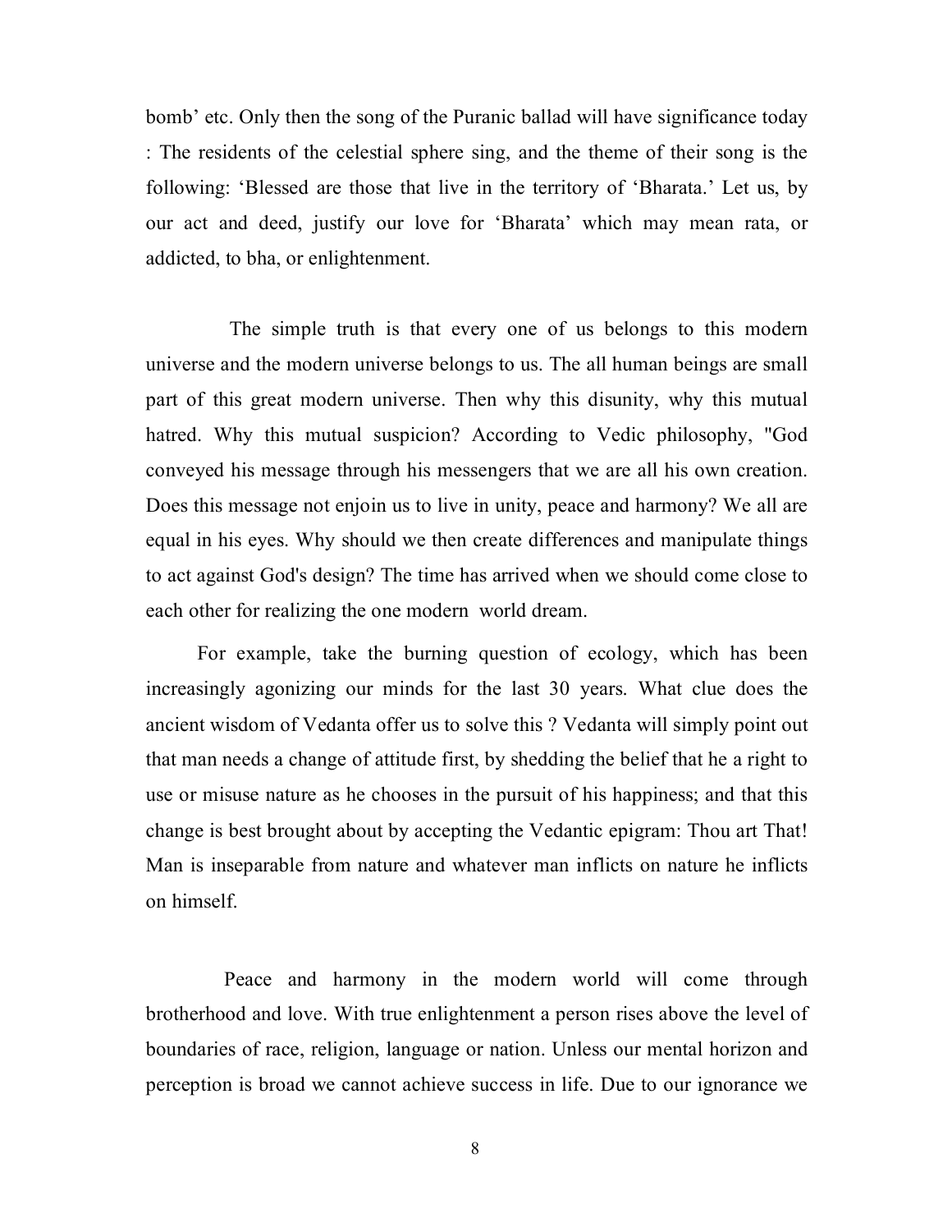bomb' etc. Only then the song of the Puranic ballad will have significance today : The residents of the celestial sphere sing, and the theme of their song is the following: 'Blessed are those that live in the territory of 'Bharata.' Let us, by our act and deed, justify our love for 'Bharata' which may mean rata, or addicted, to bha, or enlightenment.

The simple truth is that every one of us belongs to this modern universe and the modern universe belongs to us. The all human beings are small part of this great modern universe. Then why this disunity, why this mutual hatred. Why this mutual suspicion? According to Vedic philosophy, "God conveyed his message through his messengers that we are all his own creation. Does this message not enjoin us to live in unity, peace and harmony? We all are equal in his eyes. Why should we then create differences and manipulate things to act against God's design? The time has arrived when we should come close to each other for realizing the one modern world dream.

For example, take the burning question of ecology, which has been increasingly agonizing our minds for the last 30 years. What clue does the ancient wisdom of Vedanta offer us to solve this ? Vedanta will simply point out that man needs a change of attitude first, by shedding the belief that he a right to use or misuse nature as he chooses in the pursuit of his happiness; and that this change is best brought about by accepting the Vedantic epigram: Thou art That! Man is inseparable from nature and whatever man inflicts on nature he inflicts on himself.

Peace and harmony in the modern world will come through brotherhood and love. With true enlightenment a person rises above the level of boundaries of race, religion, language or nation. Unless our mental horizon and perception is broad we cannot achieve success in life. Due to our ignorance we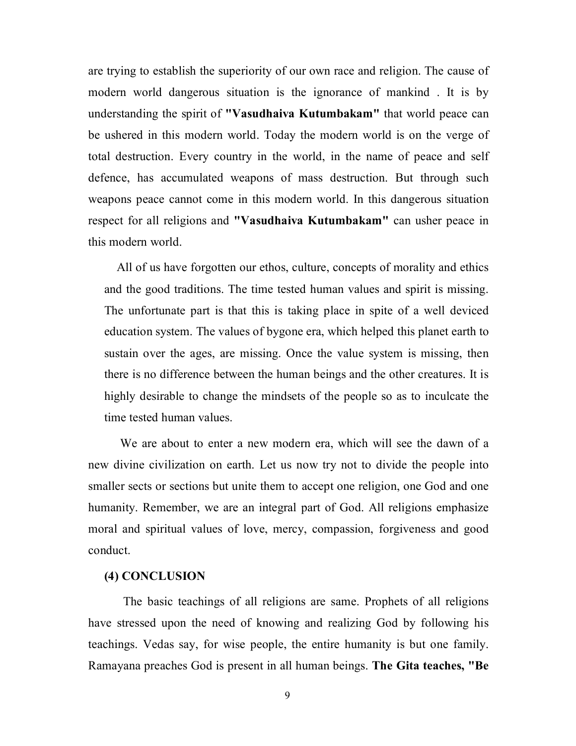are trying to establish the superiority of our own race and religion. The cause of modern world dangerous situation is the ignorance of mankind . It is by understanding the spirit of **"Vasudhaiva Kutumbakam"** that world peace can be ushered in this modern world. Today the modern world is on the verge of total destruction. Every country in the world, in the name of peace and self defence, has accumulated weapons of mass destruction. But through such weapons peace cannot come in this modern world. In this dangerous situation respect for all religions and **"Vasudhaiva Kutumbakam"** can usher peace in this modern world.

All of us have forgotten our ethos, culture, concepts of morality and ethics and the good traditions. The time tested human values and spirit is missing. The unfortunate part is that this is taking place in spite of a well deviced education system. The values of bygone era, which helped this planet earth to sustain over the ages, are missing. Once the value system is missing, then there is no difference between the human beings and the other creatures. It is highly desirable to change the mindsets of the people so as to inculcate the time tested human values.

We are about to enter a new modern era, which will see the dawn of a new divine civilization on earth. Let us now try not to divide the people into smaller sects or sections but unite them to accept one religion, one God and one humanity. Remember, we are an integral part of God. All religions emphasize moral and spiritual values of love, mercy, compassion, forgiveness and good conduct.

## (4) CONCLUSION

The basic teachings of all religions are same. Prophets of all religions have stressed upon the need of knowing and realizing God by following his teachings. Vedas say, for wise people, the entire humanity is but one family. Ramayana preaches God is present in all human beings. **The Gita teaches, "Be**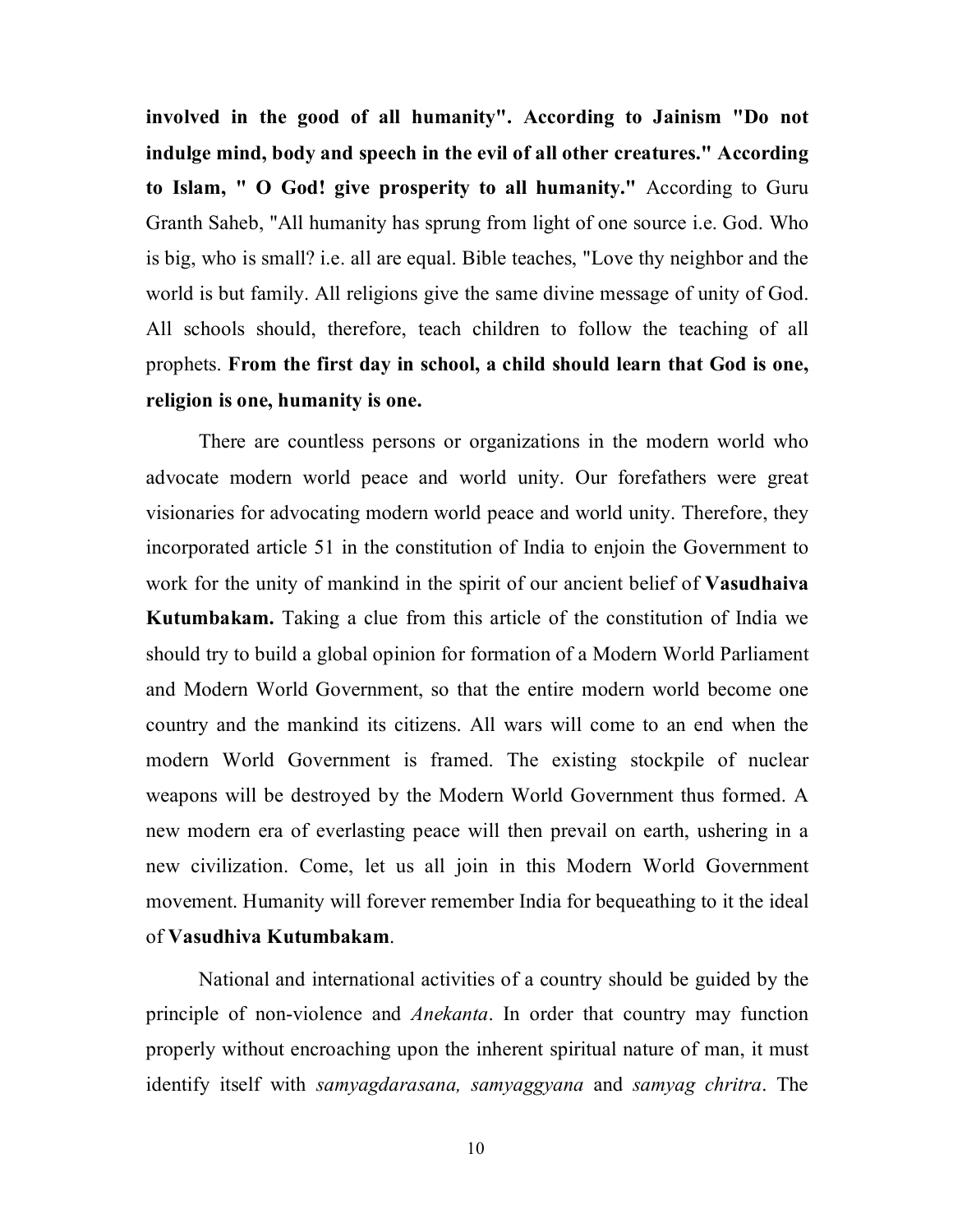**involved in the good of all humanity". According to Jainism "Do not indulge mind, body and speech in the evil of all other creatures." According to Islam, " O God! give prosperity to all humanity."** According to Guru Granth Saheb, "All humanity has sprung from light of one source i.e. God. Who is big, who is small? i.e. all are equal. Bible teaches, "Love thy neighbor and the world is but family. All religions give the same divine message of unity of God. All schools should, therefore, teach children to follow the teaching of all prophets. **From the first day in school, a child should learn that God is one, religion is one, humanity is one.**

There are countless persons or organizations in the modern world who advocate modern world peace and world unity. Our forefathers were great visionaries for advocating modern world peace and world unity. Therefore, they incorporated article 51 in the constitution of India to enjoin the Government to work for the unity of mankind in the spirit of our ancient belief of **Vasudhaiva Kutumbakam.** Taking a clue from this article of the constitution of India we should try to build a global opinion for formation of a Modern World Parliament and Modern World Government, so that the entire modern world become one country and the mankind its citizens. All wars will come to an end when the modern World Government is framed. The existing stockpile of nuclear weapons will be destroyed by the Modern World Government thus formed. A new modern era of everlasting peace will then prevail on earth, ushering in a new civilization. Come, let us all join in this Modern World Government movement. Humanity will forever remember India for bequeathing to it the ideal of **Vasudhiva Kutumbakam**.

National and international activities of a country should be guided by the principle of non-violence and *Anekanta*. In order that country may function properly without encroaching upon the inherent spiritual nature of man, it must identify itself with *samyagdarasana, samyaggyana* and *samyag chritra*. The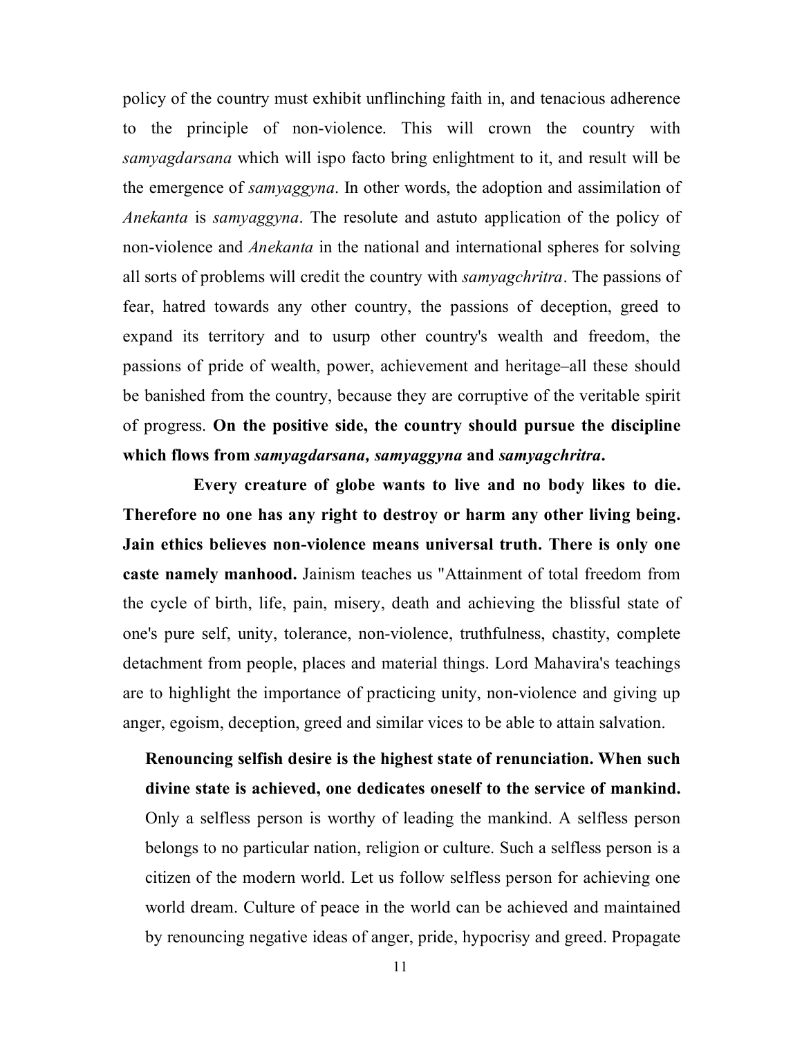policy of the country must exhibit unflinching faith in, and tenacious adherence to the principle of non-violence. This will crown the country with *samyagdarsana* which will ispo facto bring enlightment to it, and result will be the emergence of *samyaggyna*. In other words, the adoption and assimilation of *Anekanta* is *samyaggyna*. The resolute and astuto application of the policy of non-violence and *Anekanta* in the national and international spheres for solving all sorts of problems will credit the country with *samyagchritra*. The passions of fear, hatred towards any other country, the passions of deception, greed to expand its territory and to usurp other country's wealth and freedom, the passions of pride of wealth, power, achievement and heritage–all these should be banished from the country, because they are corruptive of the veritable spirit of progress. **On the positive side, the country should pursue the discipline which flows from *samyagdarsana, samyaggyna* and *samyagchritra*.**

**Every creature of globe wants to live and no body likes to die. Therefore no one has any right to destroy or harm any other living being. Jain ethics believes non-violence means universal truth. There is only one caste namely manhood.** Jainism teaches us "Attainment of total freedom from the cycle of birth, life, pain, misery, death and achieving the blissful state of one's pure self, unity, tolerance, non-violence, truthfulness, chastity, complete detachment from people, places and material things. Lord Mahavira's teachings are to highlight the importance of practicing unity, non-violence and giving up anger, egoism, deception, greed and similar vices to be able to attain salvation.

**Renouncing selfish desire is the highest state of renunciation. When such divine state is achieved, one dedicates oneself to the service of mankind.** Only a selfless person is worthy of leading the mankind. A selfless person belongs to no particular nation, religion or culture. Such a selfless person is a citizen of the modern world. Let us follow selfless person for achieving one world dream. Culture of peace in the world can be achieved and maintained by renouncing negative ideas of anger, pride, hypocrisy and greed. Propagate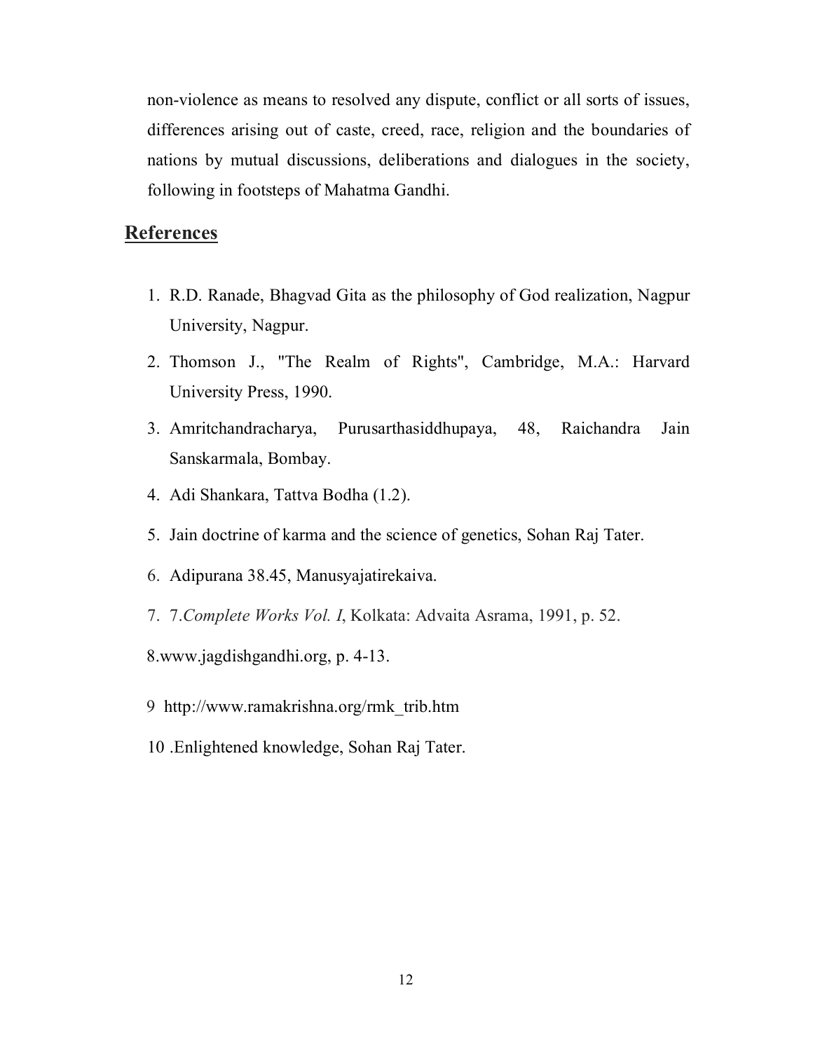non-violence as means to resolved any dispute, conflict or all sorts of issues, differences arising out of caste, creed, race, religion and the boundaries of nations by mutual discussions, deliberations and dialogues in the society, following in footsteps of Mahatma Gandhi.

## References

1. R.D. Ranade, Bhagvad Gita as the philosophy of God realization, Nagpur University, Nagpur.
2. Thomson J., "The Realm of Rights", Cambridge, M.A.: Harvard University Press, 1990.
3. Amritchandracharya, Purusarthasiddhupaya, 48, Raichandra Jain Sanskarmala, Bombay.
4. Adi Shankara, Tattva Bodha (1.2).
5. Jain doctrine of karma and the science of genetics, Sohan Raj Tater.
6. Adipurana 38.45, Manusyajatirekaiva.
7. 7.*Complete Works Vol. I*, Kolkata: Advaita Asrama, 1991, p. 52.

8.www.jagdishgandhi.org, p. 4-13.

9 http://www.ramakrishna.org/rmk_trib.htm

10 .Enlightened knowledge, Sohan Raj Tater.